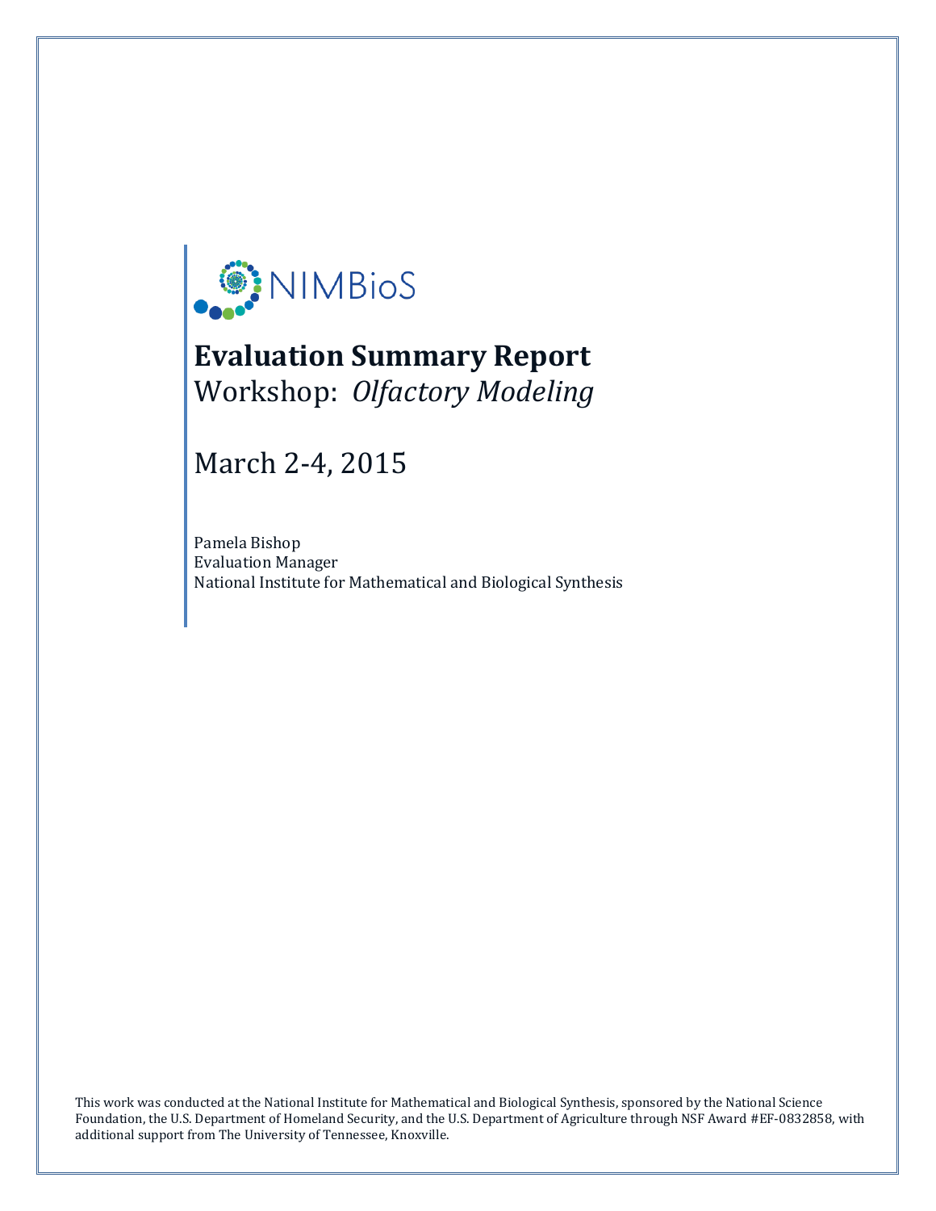NIMBioS

# Evaluation Summary Report

Workshop: *Olfactory Modeling*

March 2-4, 2015

Pamela Bishop
Evaluation Manager
National Institute for Mathematical and Biological Synthesis

This work was conducted at the National Institute for Mathematical and Biological Synthesis, sponsored by the National Science Foundation, the U.S. Department of Homeland Security, and the U.S. Department of Agriculture through NSF Award #EF-0832858, with additional support from The University of Tennessee, Knoxville.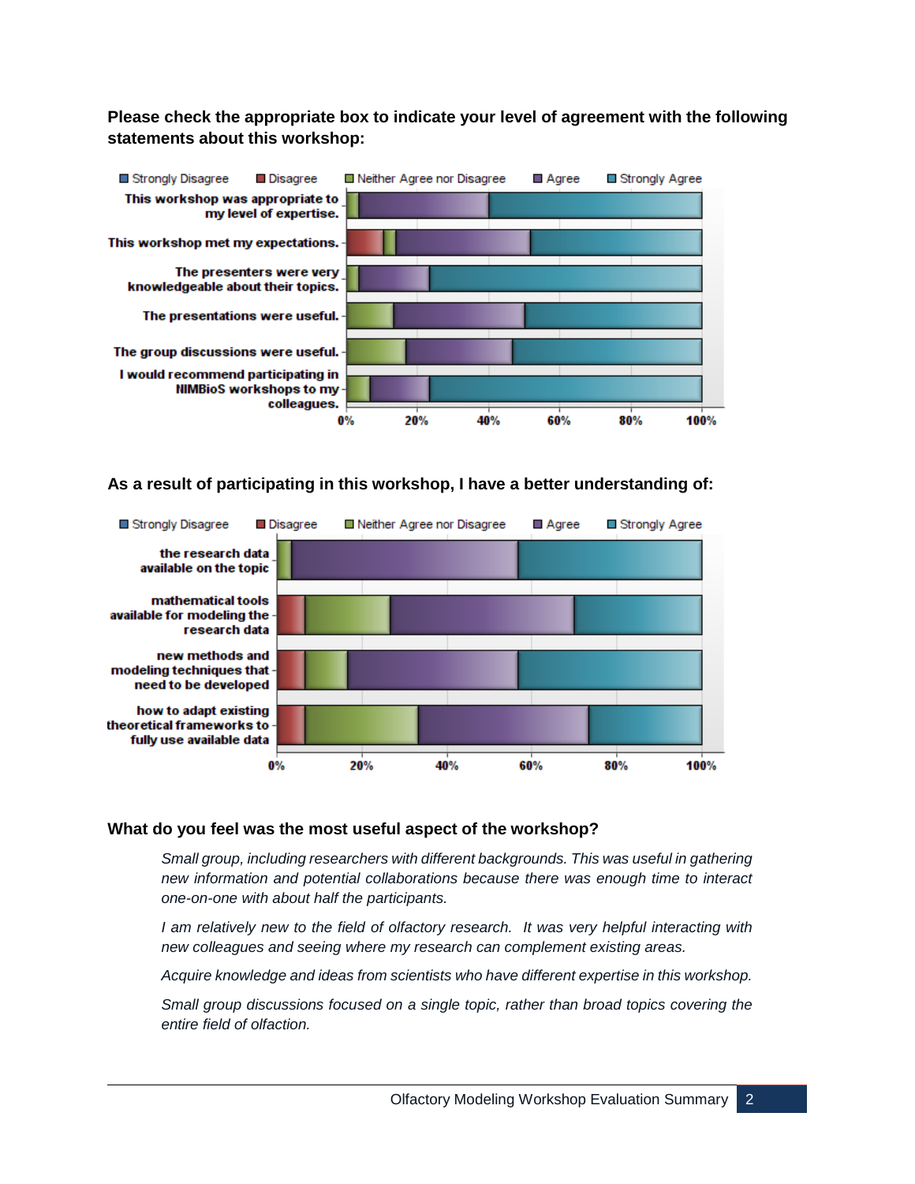**Please check the appropriate box to indicate your level of agreement with the following statements about this workshop:**

**As a result of participating in this workshop, I have a better understanding of:**

### What do you feel was the most useful aspect of the workshop?

> *Small group, including researchers with different backgrounds. This was useful in gathering new information and potential collaborations because there was enough time to interact one-on-one with about half the participants.*
>
> *I am relatively new to the field of olfactory research. It was very helpful interacting with new colleagues and seeing where my research can complement existing areas.*
>
> *Acquire knowledge and ideas from scientists who have different expertise in this workshop.*
>
> *Small group discussions focused on a single topic, rather than broad topics covering the entire field of olfaction.*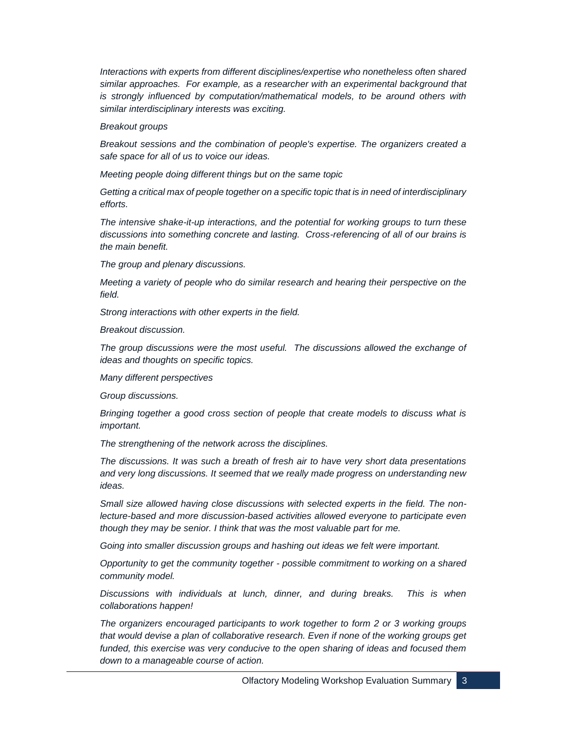*Interactions with experts from different disciplines/expertise who nonetheless often shared similar approaches. For example, as a researcher with an experimental background that is strongly influenced by computation/mathematical models, to be around others with similar interdisciplinary interests was exciting.*

*Breakout groups*

*Breakout sessions and the combination of people's expertise. The organizers created a safe space for all of us to voice our ideas.*

*Meeting people doing different things but on the same topic*

*Getting a critical max of people together on a specific topic that is in need of interdisciplinary efforts.*

*The intensive shake-it-up interactions, and the potential for working groups to turn these discussions into something concrete and lasting. Cross-referencing of all of our brains is the main benefit.*

*The group and plenary discussions.*

*Meeting a variety of people who do similar research and hearing their perspective on the field.*

*Strong interactions with other experts in the field.*

*Breakout discussion.*

*The group discussions were the most useful. The discussions allowed the exchange of ideas and thoughts on specific topics.*

*Many different perspectives*

*Group discussions.*

*Bringing together a good cross section of people that create models to discuss what is important.*

*The strengthening of the network across the disciplines.*

*The discussions. It was such a breath of fresh air to have very short data presentations and very long discussions. It seemed that we really made progress on understanding new ideas.*

*Small size allowed having close discussions with selected experts in the field. The non-lecture-based and more discussion-based activities allowed everyone to participate even though they may be senior. I think that was the most valuable part for me.*

*Going into smaller discussion groups and hashing out ideas we felt were important.*

*Opportunity to get the community together - possible commitment to working on a shared community model.*

*Discussions with individuals at lunch, dinner, and during breaks. This is when collaborations happen!*

*The organizers encouraged participants to work together to form 2 or 3 working groups that would devise a plan of collaborative research. Even if none of the working groups get funded, this exercise was very conducive to the open sharing of ideas and focused them down to a manageable course of action.*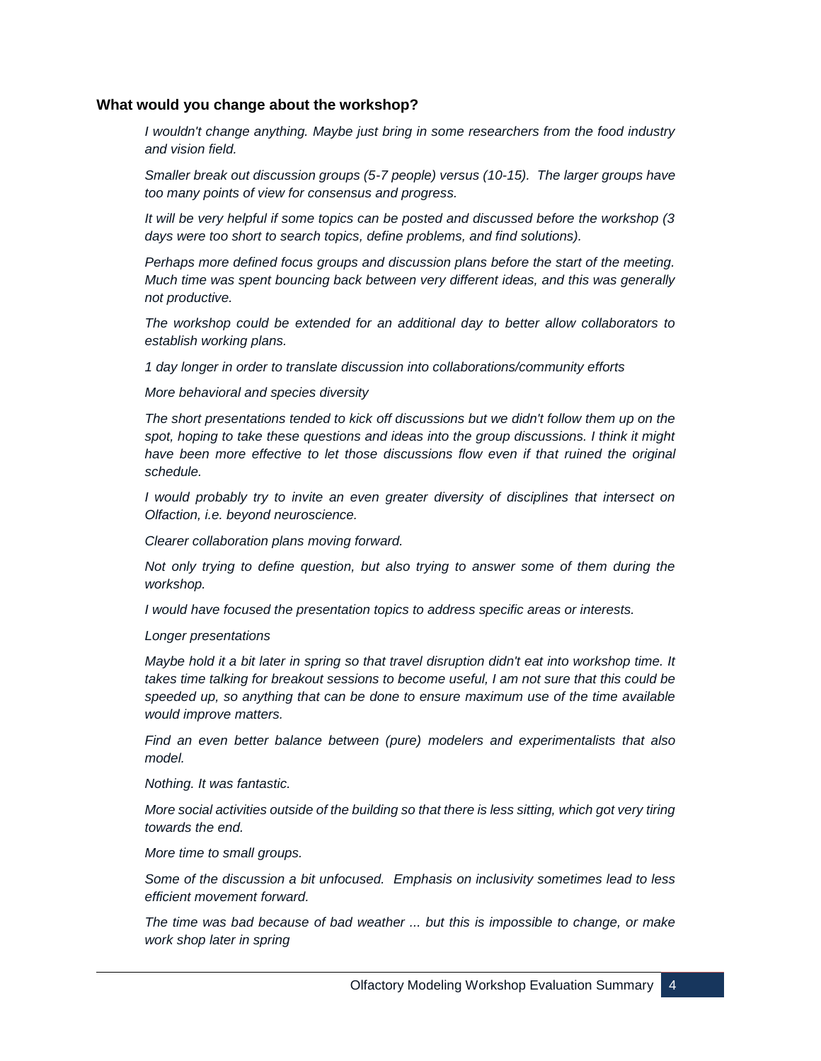**What would you change about the workshop?**

*I wouldn't change anything. Maybe just bring in some researchers from the food industry and vision field.*

*Smaller break out discussion groups (5-7 people) versus (10-15). The larger groups have too many points of view for consensus and progress.*

*It will be very helpful if some topics can be posted and discussed before the workshop (3 days were too short to search topics, define problems, and find solutions).*

*Perhaps more defined focus groups and discussion plans before the start of the meeting. Much time was spent bouncing back between very different ideas, and this was generally not productive.*

*The workshop could be extended for an additional day to better allow collaborators to establish working plans.*

*1 day longer in order to translate discussion into collaborations/community efforts*

*More behavioral and species diversity*

*The short presentations tended to kick off discussions but we didn't follow them up on the spot, hoping to take these questions and ideas into the group discussions. I think it might have been more effective to let those discussions flow even if that ruined the original schedule.*

*I would probably try to invite an even greater diversity of disciplines that intersect on Olfaction, i.e. beyond neuroscience.*

*Clearer collaboration plans moving forward.*

*Not only trying to define question, but also trying to answer some of them during the workshop.*

*I would have focused the presentation topics to address specific areas or interests.*

*Longer presentations*

*Maybe hold it a bit later in spring so that travel disruption didn't eat into workshop time. It takes time talking for breakout sessions to become useful, I am not sure that this could be speeded up, so anything that can be done to ensure maximum use of the time available would improve matters.*

*Find an even better balance between (pure) modelers and experimentalists that also model.*

*Nothing. It was fantastic.*

*More social activities outside of the building so that there is less sitting, which got very tiring towards the end.*

*More time to small groups.*

*Some of the discussion a bit unfocused. Emphasis on inclusivity sometimes lead to less efficient movement forward.*

*The time was bad because of bad weather ... but this is impossible to change, or make work shop later in spring*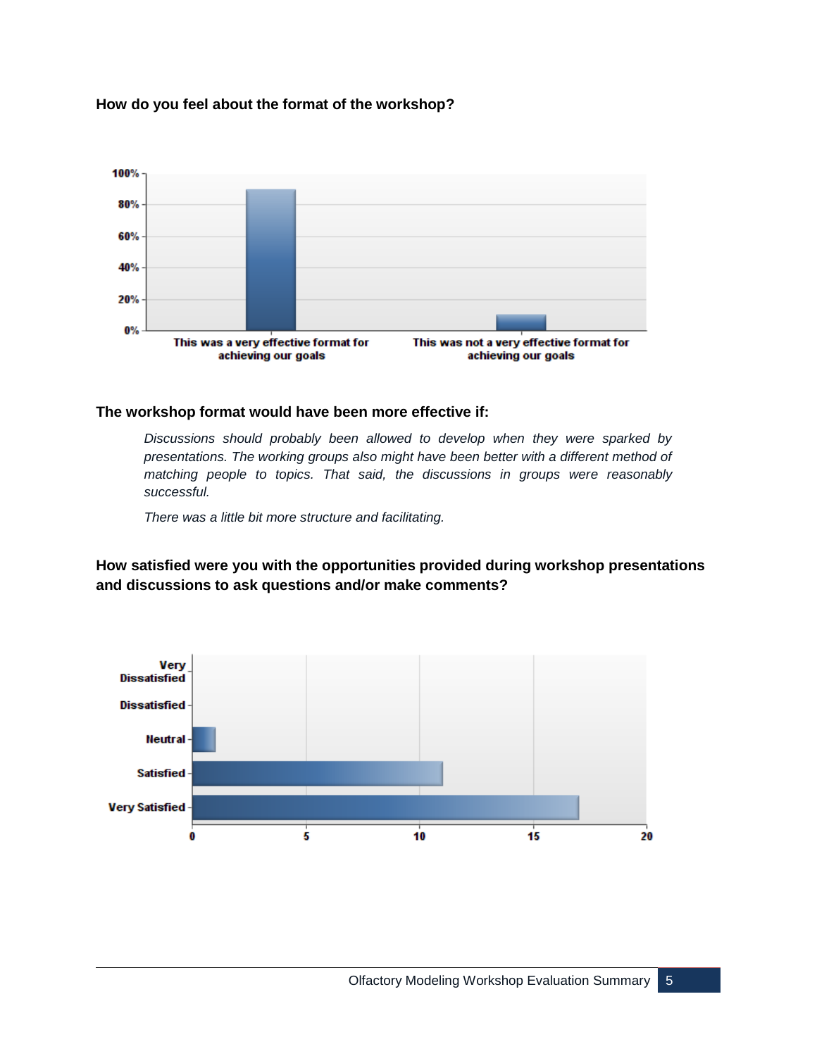**How do you feel about the format of the workshop?**

100%
80%
60%
40%
20%
0%

This was a very effective format for achieving our goals

This was not a very effective format for achieving our goals

**The workshop format would have been more effective if:**

> *Discussions should probably been allowed to develop when they were sparked by presentations. The working groups also might have been better with a different method of matching people to topics. That said, the discussions in groups were reasonably successful.*
>
> *There was a little bit more structure and facilitating.*

**How satisfied were you with the opportunities provided during workshop presentations and discussions to ask questions and/or make comments?**

Very Dissatisfied
Dissatisfied
Neutral
Satisfied
Very Satisfied

0 5 10 15 20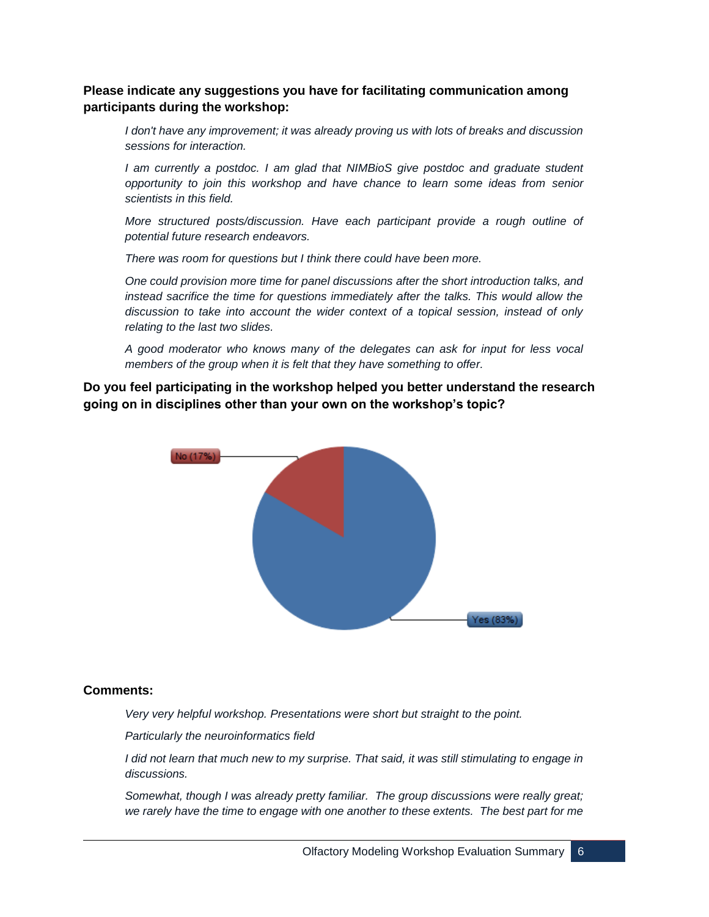**Please indicate any suggestions you have for facilitating communication among participants during the workshop:**

*I don't have any improvement; it was already proving us with lots of breaks and discussion sessions for interaction.*

*I am currently a postdoc. I am glad that NIMBioS give postdoc and graduate student opportunity to join this workshop and have chance to learn some ideas from senior scientists in this field.*

*More structured posts/discussion. Have each participant provide a rough outline of potential future research endeavors.*

*There was room for questions but I think there could have been more.*

*One could provision more time for panel discussions after the short introduction talks, and instead sacrifice the time for questions immediately after the talks. This would allow the discussion to take into account the wider context of a topical session, instead of only relating to the last two slides.*

*A good moderator who knows many of the delegates can ask for input for less vocal members of the group when it is felt that they have something to offer.*

**Do you feel participating in the workshop helped you better understand the research going on in disciplines other than your own on the workshop's topic?**

No (17%)

Yes (83%)

**Comments:**

*Very very helpful workshop. Presentations were short but straight to the point.*

*Particularly the neuroinformatics field*

*I did not learn that much new to my surprise. That said, it was still stimulating to engage in discussions.*

*Somewhat, though I was already pretty familiar. The group discussions were really great; we rarely have the time to engage with one another to these extents. The best part for me*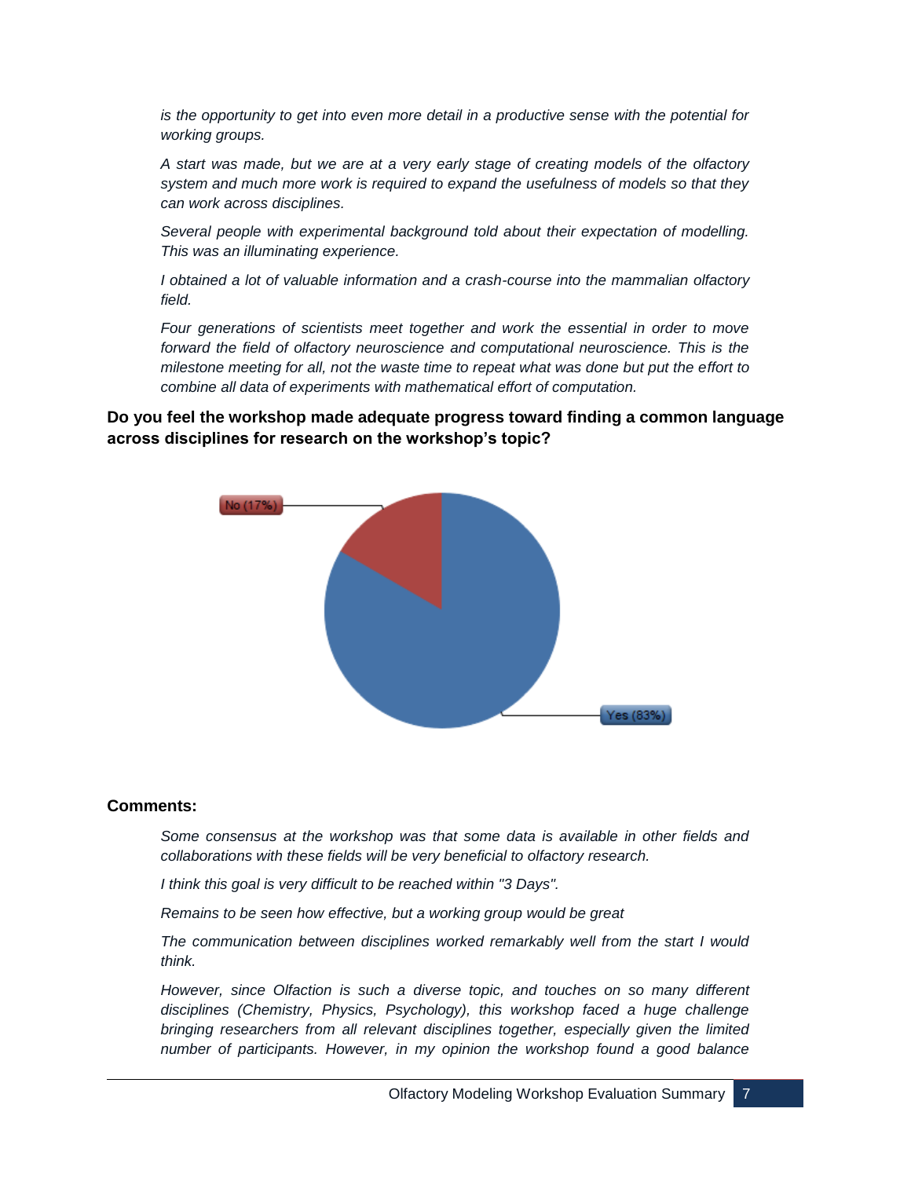*is the opportunity to get into even more detail in a productive sense with the potential for working groups.*

*A start was made, but we are at a very early stage of creating models of the olfactory system and much more work is required to expand the usefulness of models so that they can work across disciplines.*

*Several people with experimental background told about their expectation of modelling. This was an illuminating experience.*

*I obtained a lot of valuable information and a crash-course into the mammalian olfactory field.*

*Four generations of scientists meet together and work the essential in order to move forward the field of olfactory neuroscience and computational neuroscience. This is the milestone meeting for all, not the waste time to repeat what was done but put the effort to combine all data of experiments with mathematical effort of computation.*

**Do you feel the workshop made adequate progress toward finding a common language across disciplines for research on the workshop's topic?**

No (17%)

Yes (83%)

**Comments:**

*Some consensus at the workshop was that some data is available in other fields and collaborations with these fields will be very beneficial to olfactory research.*

*I think this goal is very difficult to be reached within "3 Days".*

*Remains to be seen how effective, but a working group would be great*

*The communication between disciplines worked remarkably well from the start I would think.*

*However, since Olfaction is such a diverse topic, and touches on so many different disciplines (Chemistry, Physics, Psychology), this workshop faced a huge challenge bringing researchers from all relevant disciplines together, especially given the limited number of participants. However, in my opinion the workshop found a good balance*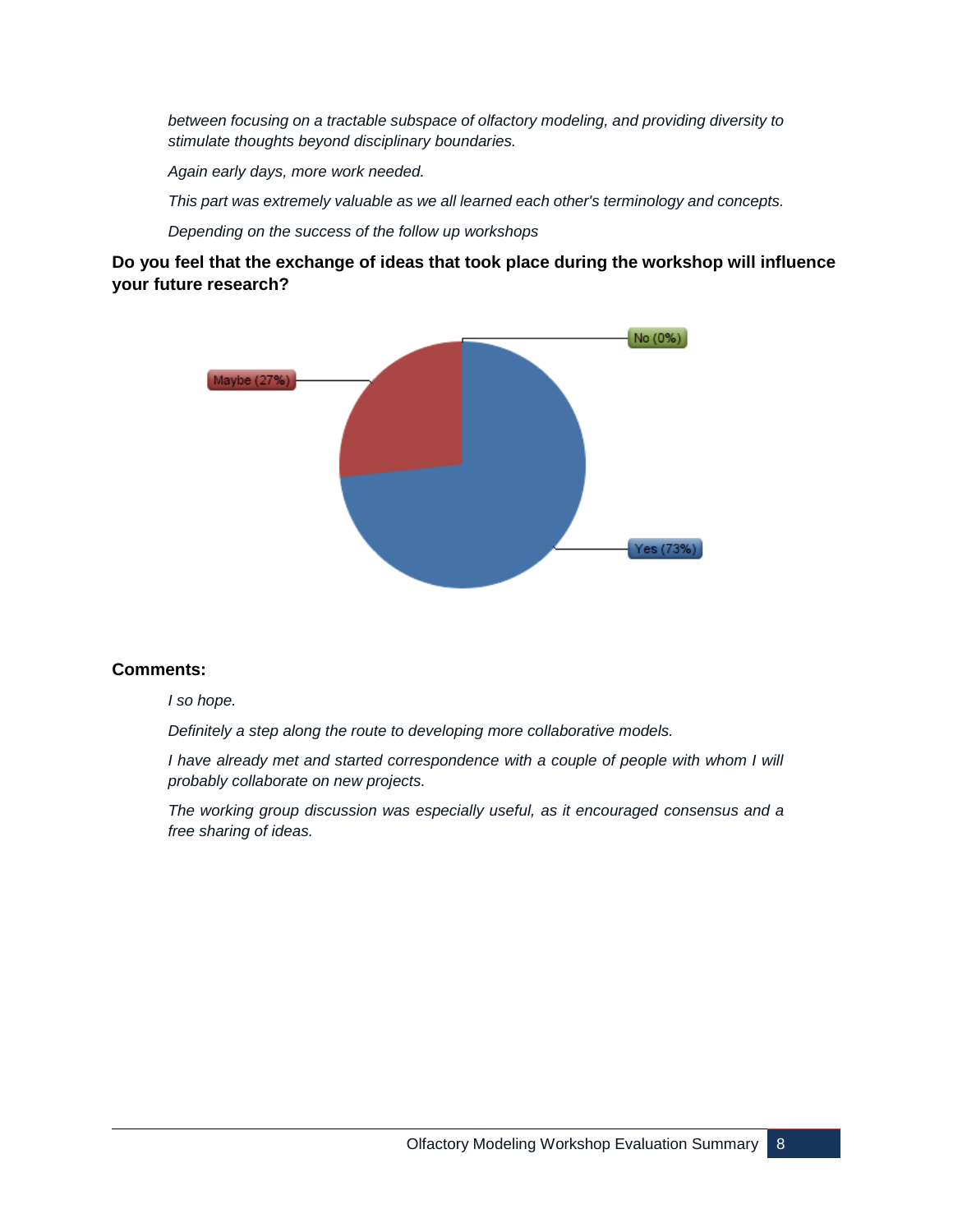*between focusing on a tractable subspace of olfactory modeling, and providing diversity to stimulate thoughts beyond disciplinary boundaries.*

*Again early days, more work needed.*

*This part was extremely valuable as we all learned each other's terminology and concepts.*

*Depending on the success of the follow up workshops*

**Do you feel that the exchange of ideas that took place during the workshop will influence your future research?**

Maybe (27%)

No (0%)

Yes (73%)

**Comments:**

*I so hope.*

*Definitely a step along the route to developing more collaborative models.*

*I have already met and started correspondence with a couple of people with whom I will probably collaborate on new projects.*

*The working group discussion was especially useful, as it encouraged consensus and a free sharing of ideas.*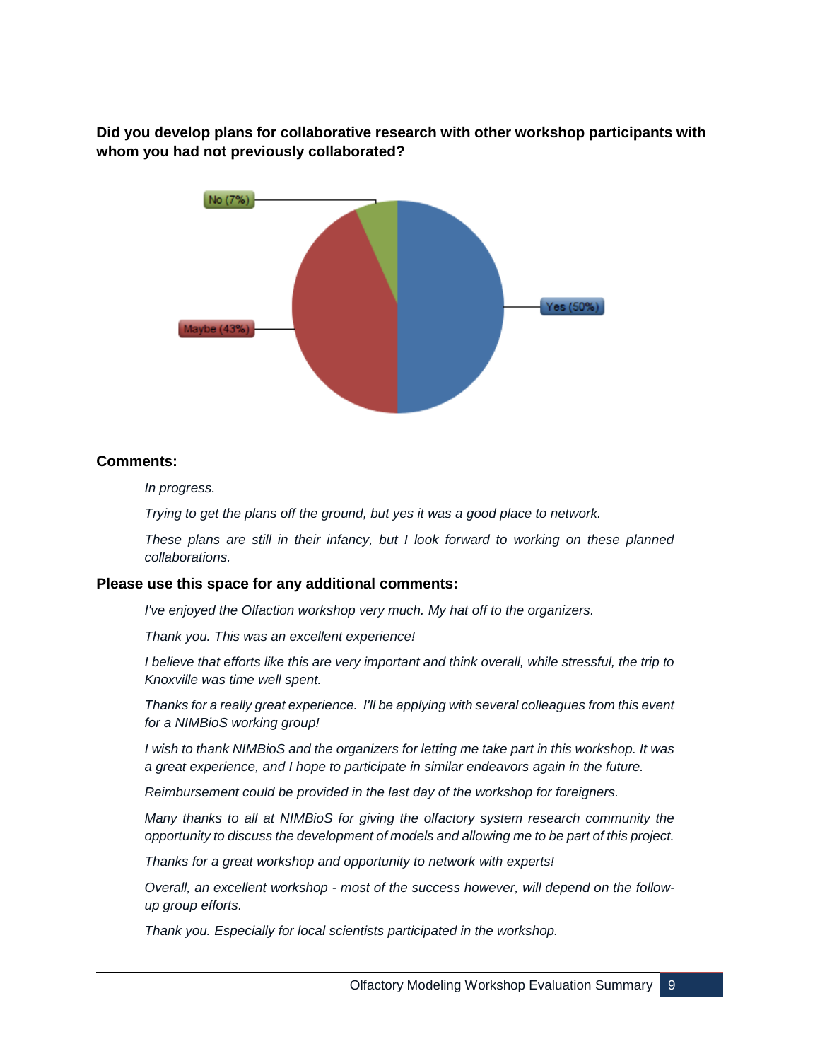**Did you develop plans for collaborative research with other workshop participants with whom you had not previously collaborated?**

No (7%)

Maybe (43%)

Yes (50%)

**Comments:**

*In progress.*

*Trying to get the plans off the ground, but yes it was a good place to network.*

*These plans are still in their infancy, but I look forward to working on these planned collaborations.*

**Please use this space for any additional comments:**

*I've enjoyed the Olfaction workshop very much. My hat off to the organizers.*

*Thank you. This was an excellent experience!*

*I believe that efforts like this are very important and think overall, while stressful, the trip to Knoxville was time well spent.*

*Thanks for a really great experience. I'll be applying with several colleagues from this event for a NIMBioS working group!*

*I wish to thank NIMBioS and the organizers for letting me take part in this workshop. It was a great experience, and I hope to participate in similar endeavors again in the future.*

*Reimbursement could be provided in the last day of the workshop for foreigners.*

*Many thanks to all at NIMBioS for giving the olfactory system research community the opportunity to discuss the development of models and allowing me to be part of this project.*

*Thanks for a great workshop and opportunity to network with experts!*

*Overall, an excellent workshop - most of the success however, will depend on the follow-up group efforts.*

*Thank you. Especially for local scientists participated in the workshop.*